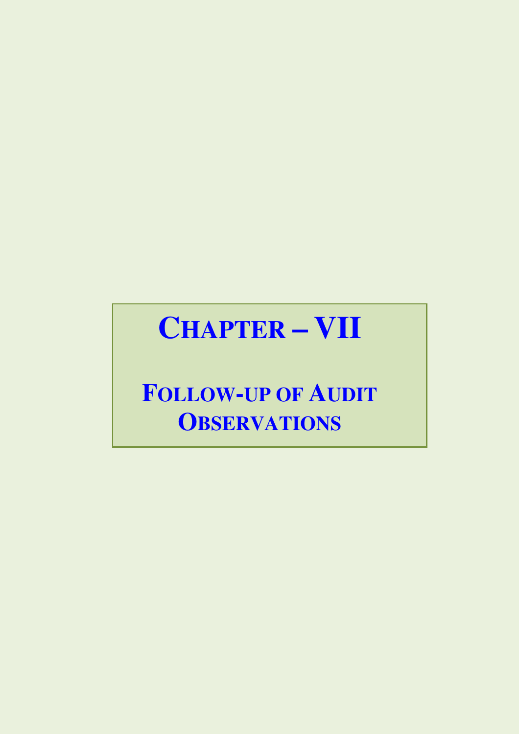# CHAPTER – VII

## FOLLOW-UP OF AUDIT OBSERVATIONS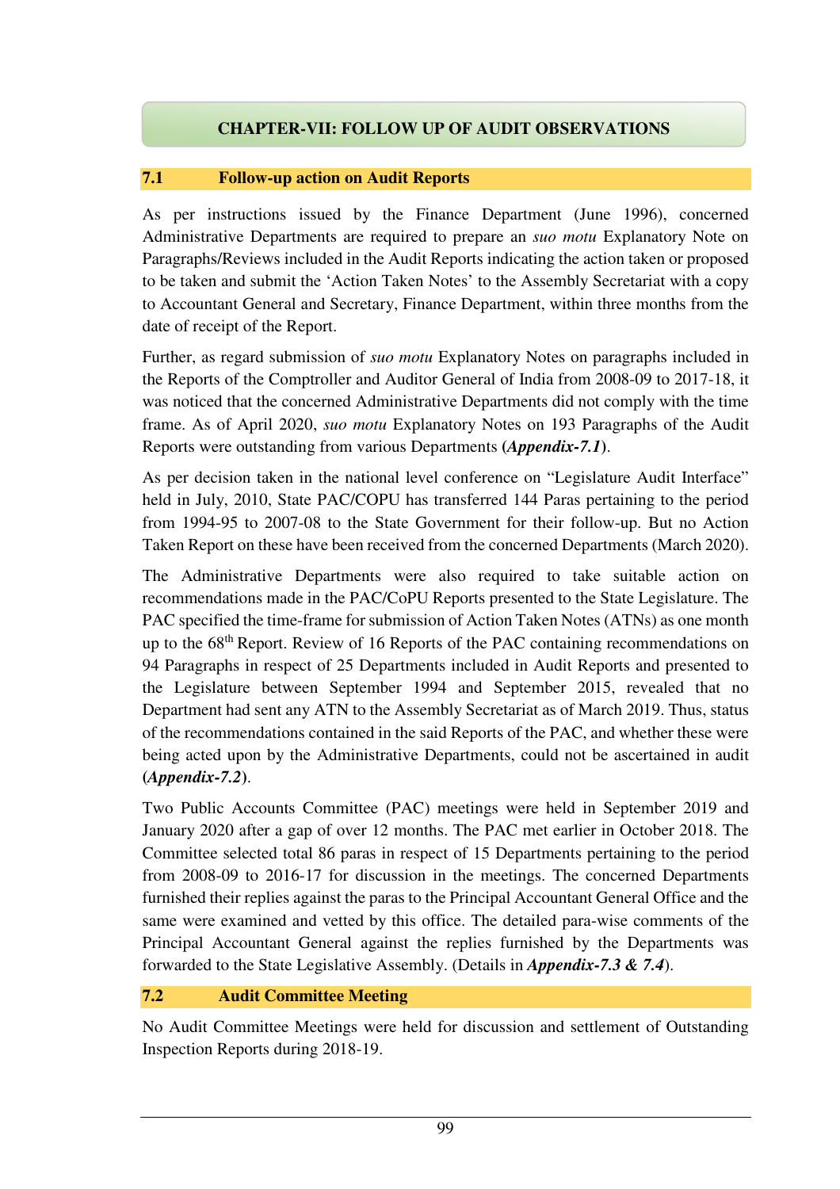# CHAPTER-VII: FOLLOW UP OF AUDIT OBSERVATIONS

## 7.1 Follow-up action on Audit Reports

As per instructions issued by the Finance Department (June 1996), concerned Administrative Departments are required to prepare an *suo motu* Explanatory Note on Paragraphs/Reviews included in the Audit Reports indicating the action taken or proposed to be taken and submit the 'Action Taken Notes' to the Assembly Secretariat with a copy to Accountant General and Secretary, Finance Department, within three months from the date of receipt of the Report.

Further, as regard submission of *suo motu* Explanatory Notes on paragraphs included in the Reports of the Comptroller and Auditor General of India from 2008-09 to 2017-18, it was noticed that the concerned Administrative Departments did not comply with the time frame. As of April 2020, *suo motu* Explanatory Notes on 193 Paragraphs of the Audit Reports were outstanding from various Departments (***Appendix-7.1***).

As per decision taken in the national level conference on "Legislature Audit Interface" held in July, 2010, State PAC/COPU has transferred 144 Paras pertaining to the period from 1994-95 to 2007-08 to the State Government for their follow-up. But no Action Taken Report on these have been received from the concerned Departments (March 2020).

The Administrative Departments were also required to take suitable action on recommendations made in the PAC/CoPU Reports presented to the State Legislature. The PAC specified the time-frame for submission of Action Taken Notes (ATNs) as one month up to the 68th Report. Review of 16 Reports of the PAC containing recommendations on 94 Paragraphs in respect of 25 Departments included in Audit Reports and presented to the Legislature between September 1994 and September 2015, revealed that no Department had sent any ATN to the Assembly Secretariat as of March 2019. Thus, status of the recommendations contained in the said Reports of the PAC, and whether these were being acted upon by the Administrative Departments, could not be ascertained in audit (***Appendix-7.2***).

Two Public Accounts Committee (PAC) meetings were held in September 2019 and January 2020 after a gap of over 12 months. The PAC met earlier in October 2018. The Committee selected total 86 paras in respect of 15 Departments pertaining to the period from 2008-09 to 2016-17 for discussion in the meetings. The concerned Departments furnished their replies against the paras to the Principal Accountant General Office and the same were examined and vetted by this office. The detailed para-wise comments of the Principal Accountant General against the replies furnished by the Departments was forwarded to the State Legislative Assembly. (Details in ***Appendix-7.3 & 7.4***).

## 7.2 Audit Committee Meeting

No Audit Committee Meetings were held for discussion and settlement of Outstanding Inspection Reports during 2018-19.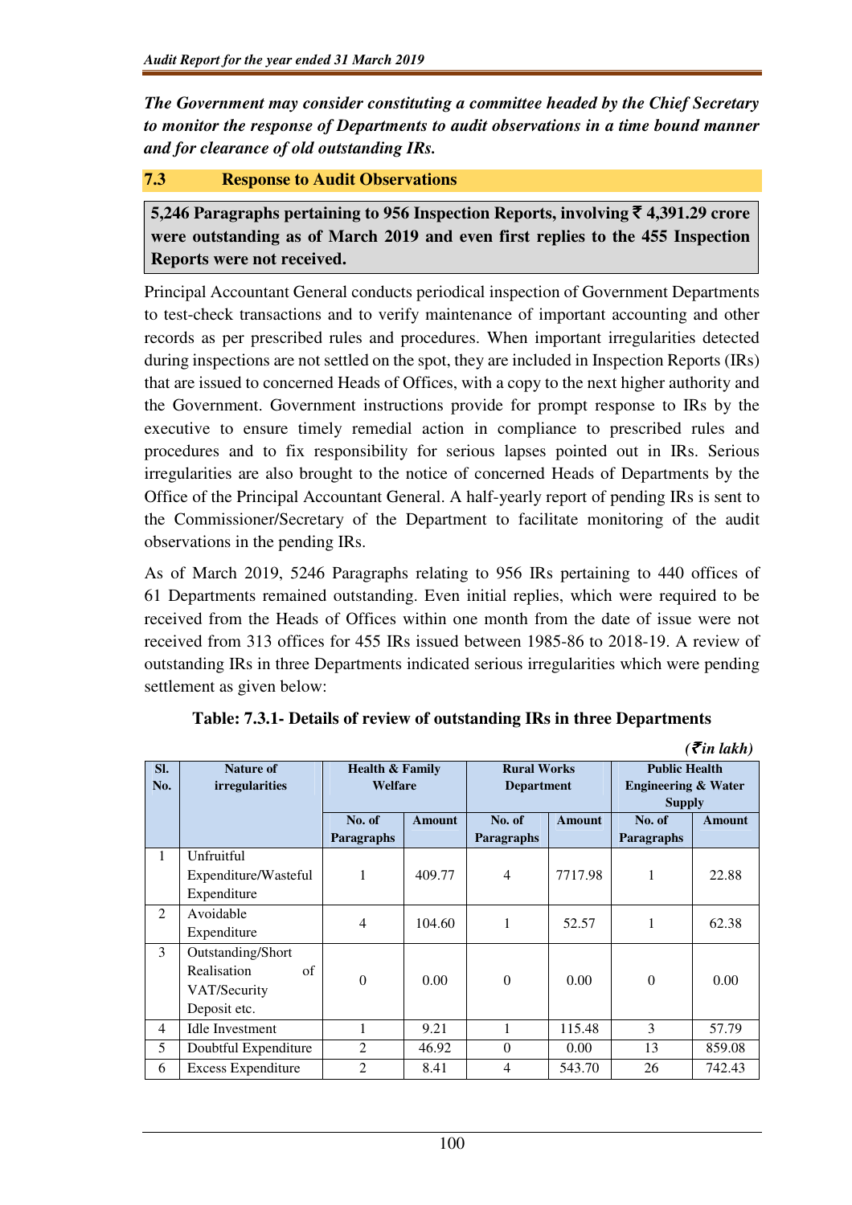***The Government may consider constituting a committee headed by the Chief Secretary to monitor the response of Departments to audit observations in a time bound manner and for clearance of old outstanding IRs.***

## 7.3 Response to Audit Observations

**5,246 Paragraphs pertaining to 956 Inspection Reports, involving ₹ 4,391.29 crore were outstanding as of March 2019 and even first replies to the 455 Inspection Reports were not received.**

Principal Accountant General conducts periodical inspection of Government Departments to test-check transactions and to verify maintenance of important accounting and other records as per prescribed rules and procedures. When important irregularities detected during inspections are not settled on the spot, they are included in Inspection Reports (IRs) that are issued to concerned Heads of Offices, with a copy to the next higher authority and the Government. Government instructions provide for prompt response to IRs by the executive to ensure timely remedial action in compliance to prescribed rules and procedures and to fix responsibility for serious lapses pointed out in IRs. Serious irregularities are also brought to the notice of concerned Heads of Departments by the Office of the Principal Accountant General. A half-yearly report of pending IRs is sent to the Commissioner/Secretary of the Department to facilitate monitoring of the audit observations in the pending IRs.

As of March 2019, 5246 Paragraphs relating to 956 IRs pertaining to 440 offices of 61 Departments remained outstanding. Even initial replies, which were required to be received from the Heads of Offices within one month from the date of issue were not received from 313 offices for 455 IRs issued between 1985-86 to 2018-19. A review of outstanding IRs in three Departments indicated serious irregularities which were pending settlement as given below:

**Table: 7.3.1- Details of review of outstanding IRs in three Departments**

*(₹in lakh)*

| Sl. No. | Nature of irregularities | Health & Family Welfare | | Rural Works Department | | Public Health Engineering & Water Supply | |
|---|---|---|---|---|---|---|---|
| | | No. of Paragraphs | Amount | No. of Paragraphs | Amount | No. of Paragraphs | Amount |
| 1 | Unfruitful Expenditure/Wasteful Expenditure | 1 | 409.77 | 4 | 7717.98 | 1 | 22.88 |
| 2 | Avoidable Expenditure | 4 | 104.60 | 1 | 52.57 | 1 | 62.38 |
| 3 | Outstanding/Short Realisation of VAT/Security Deposit etc. | 0 | 0.00 | 0 | 0.00 | 0 | 0.00 |
| 4 | Idle Investment | 1 | 9.21 | 1 | 115.48 | 3 | 57.79 |
| 5 | Doubtful Expenditure | 2 | 46.92 | 0 | 0.00 | 13 | 859.08 |
| 6 | Excess Expenditure | 2 | 8.41 | 4 | 543.70 | 26 | 742.43 |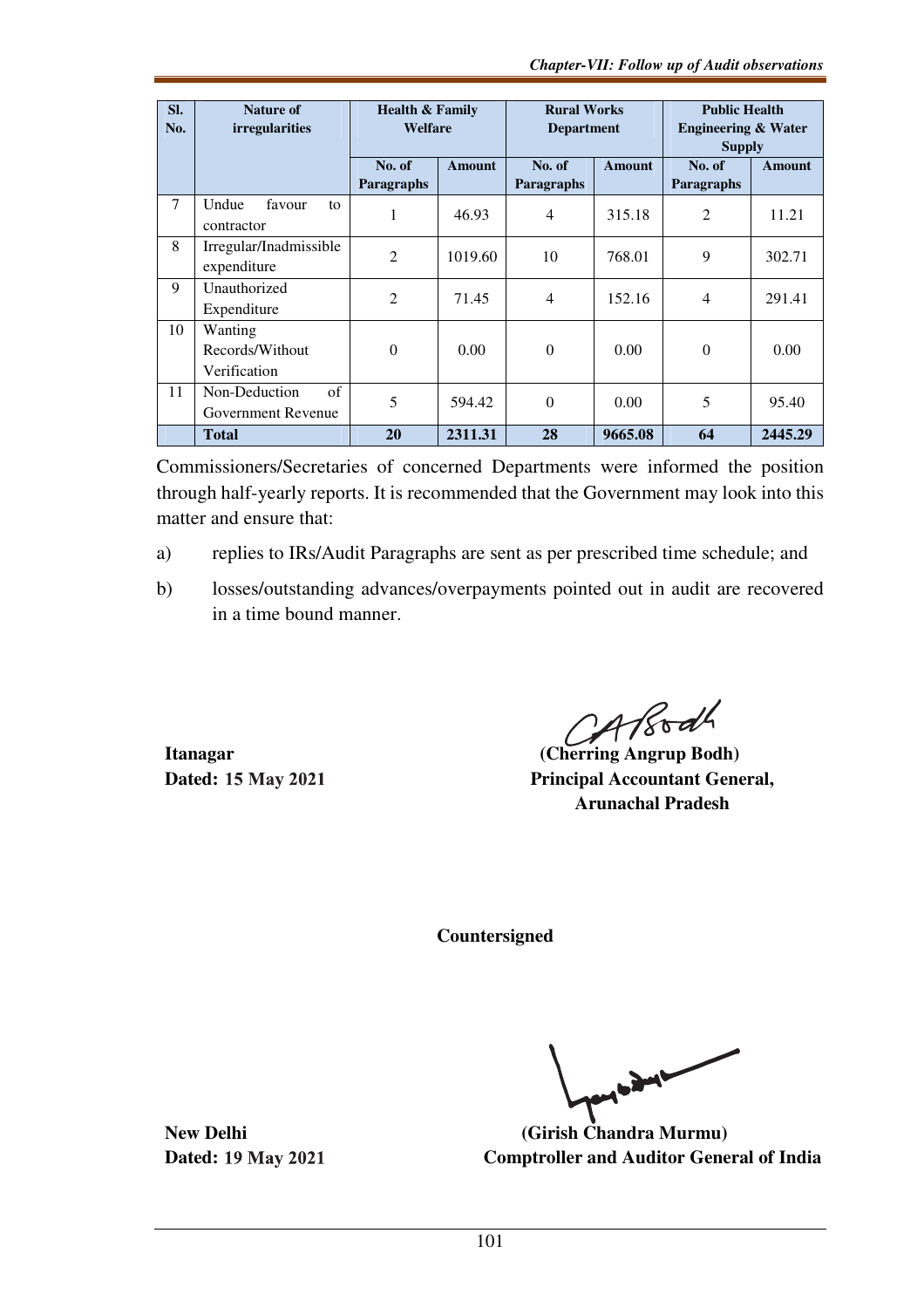| Sl. No. | Nature of irregularities | Health & Family Welfare | | Rural Works Department | | Public Health Engineering & Water Supply | |
|---|---|---|---|---|---|---|---|
| | | No. of Paragraphs | Amount | No. of Paragraphs | Amount | No. of Paragraphs | Amount |
| 7 | Undue favour to contractor | 1 | 46.93 | 4 | 315.18 | 2 | 11.21 |
| 8 | Irregular/Inadmissible expenditure | 2 | 1019.60 | 10 | 768.01 | 9 | 302.71 |
| 9 | Unauthorized Expenditure | 2 | 71.45 | 4 | 152.16 | 4 | 291.41 |
| 10 | Wanting Records/Without Verification | 0 | 0.00 | 0 | 0.00 | 0 | 0.00 |
| 11 | Non-Deduction of Government Revenue | 5 | 594.42 | 0 | 0.00 | 5 | 95.40 |
| | **Total** | **20** | **2311.31** | **28** | **9665.08** | **64** | **2445.29** |

Commissioners/Secretaries of concerned Departments were informed the position through half-yearly reports. It is recommended that the Government may look into this matter and ensure that:

a) replies to IRs/Audit Paragraphs are sent as per prescribed time schedule; and

b) losses/outstanding advances/overpayments pointed out in audit are recovered in a time bound manner.

**Itanagar**
**Dated: 15 May 2021**

**(Cherring Angrup Bodh)**
**Principal Accountant General,**
**Arunachal Pradesh**

**Countersigned**

**New Delhi**
**Dated: 19 May 2021**

**(Girish Chandra Murmu)**
**Comptroller and Auditor General of India**